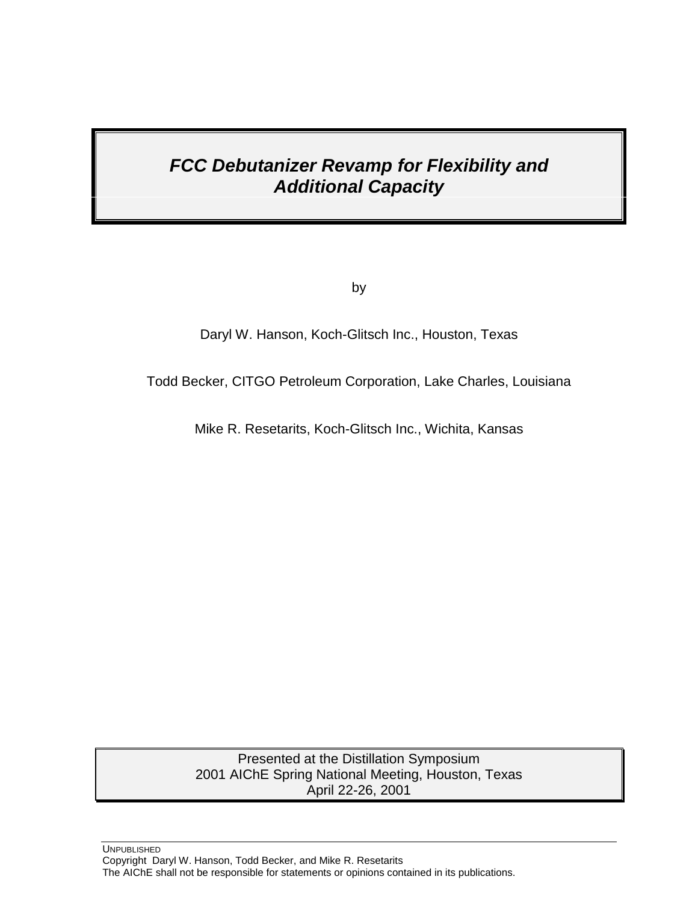# *FCC Debutanizer Revamp for Flexibility and Additional Capacity*

by

Daryl W. Hanson, Koch-Glitsch Inc., Houston, Texas

Todd Becker, CITGO Petroleum Corporation, Lake Charles, Louisiana

Mike R. Resetarits, Koch-Glitsch Inc., Wichita, Kansas

Presented at the Distillation Symposium
2001 AIChE Spring National Meeting, Houston, Texas
April 22-26, 2001

UNPUBLISHED
Copyright Daryl W. Hanson, Todd Becker, and Mike R. Resetarits
The AIChE shall not be responsible for statements or opinions contained in its publications.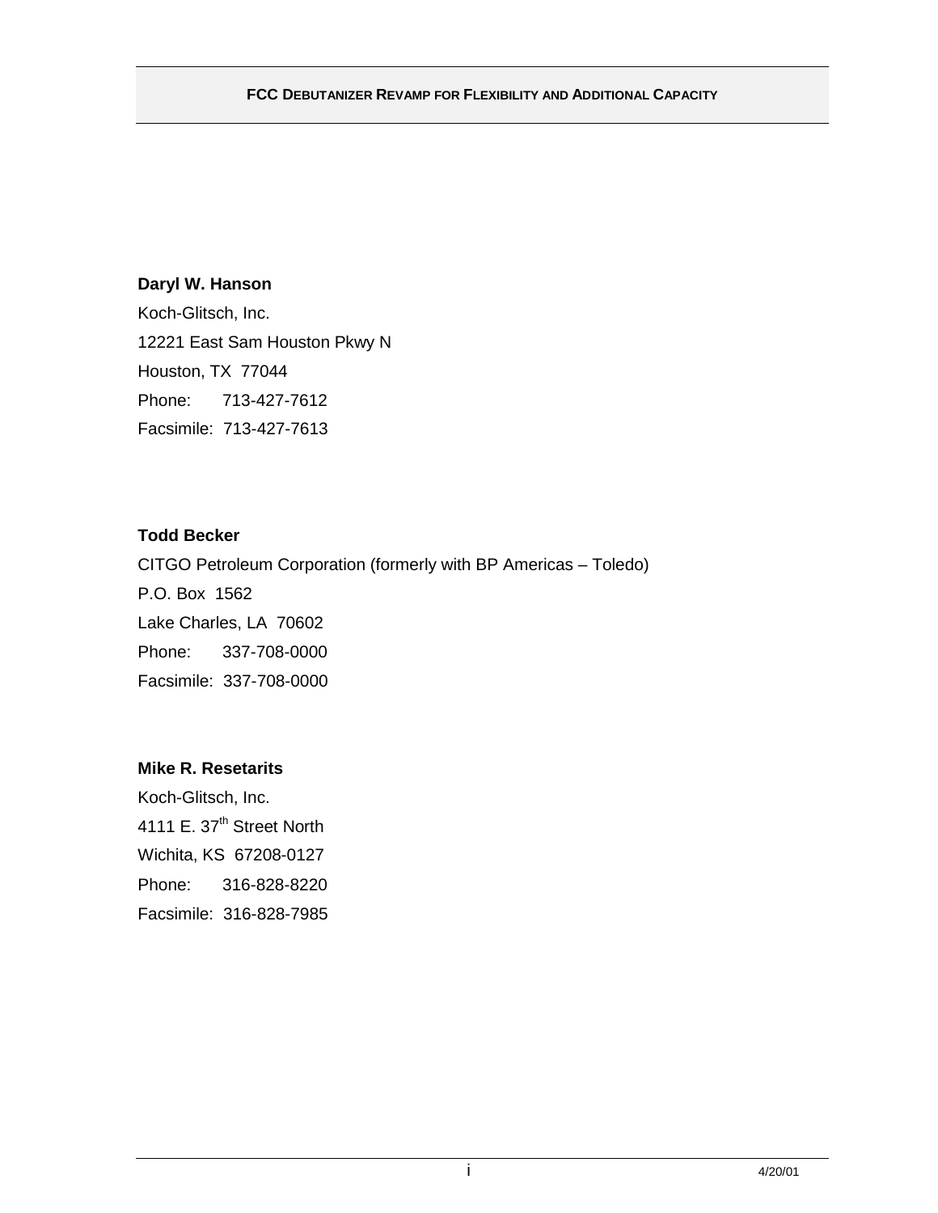**Daryl W. Hanson**

Koch-Glitsch, Inc.

12221 East Sam Houston Pkwy N

Houston, TX 77044

Phone: 713-427-7612

Facsimile: 713-427-7613

**Todd Becker**

CITGO Petroleum Corporation (formerly with BP Americas – Toledo)

P.O. Box 1562

Lake Charles, LA 70602

Phone: 337-708-0000

Facsimile: 337-708-0000

**Mike R. Resetarits**

Koch-Glitsch, Inc.

4111 E. 37th Street North

Wichita, KS 67208-0127

Phone: 316-828-8220

Facsimile: 316-828-7985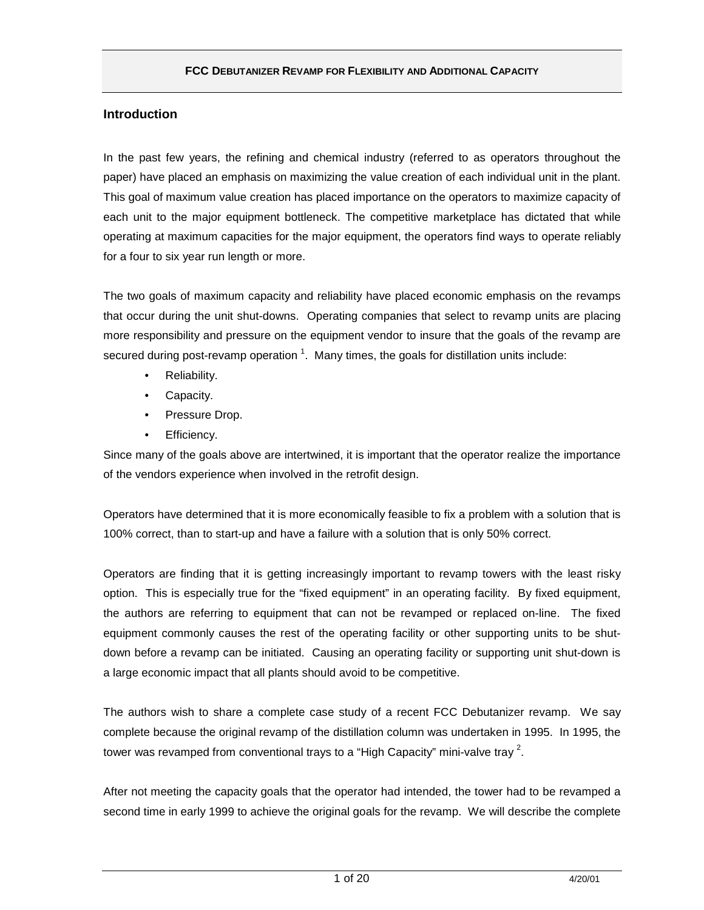## Introduction

In the past few years, the refining and chemical industry (referred to as operators throughout the paper) have placed an emphasis on maximizing the value creation of each individual unit in the plant. This goal of maximum value creation has placed importance on the operators to maximize capacity of each unit to the major equipment bottleneck. The competitive marketplace has dictated that while operating at maximum capacities for the major equipment, the operators find ways to operate reliably for a four to six year run length or more.

The two goals of maximum capacity and reliability have placed economic emphasis on the revamps that occur during the unit shut-downs. Operating companies that select to revamp units are placing more responsibility and pressure on the equipment vendor to insure that the goals of the revamp are secured during post-revamp operation [1]. Many times, the goals for distillation units include:

- Reliability.
- Capacity.
- Pressure Drop.
- Efficiency.

Since many of the goals above are intertwined, it is important that the operator realize the importance of the vendors experience when involved in the retrofit design.

Operators have determined that it is more economically feasible to fix a problem with a solution that is 100% correct, than to start-up and have a failure with a solution that is only 50% correct.

Operators are finding that it is getting increasingly important to revamp towers with the least risky option. This is especially true for the "fixed equipment" in an operating facility. By fixed equipment, the authors are referring to equipment that can not be revamped or replaced on-line. The fixed equipment commonly causes the rest of the operating facility or other supporting units to be shut-down before a revamp can be initiated. Causing an operating facility or supporting unit shut-down is a large economic impact that all plants should avoid to be competitive.

The authors wish to share a complete case study of a recent FCC Debutanizer revamp. We say complete because the original revamp of the distillation column was undertaken in 1995. In 1995, the tower was revamped from conventional trays to a "High Capacity" mini-valve tray [2].

After not meeting the capacity goals that the operator had intended, the tower had to be revamped a second time in early 1999 to achieve the original goals for the revamp. We will describe the complete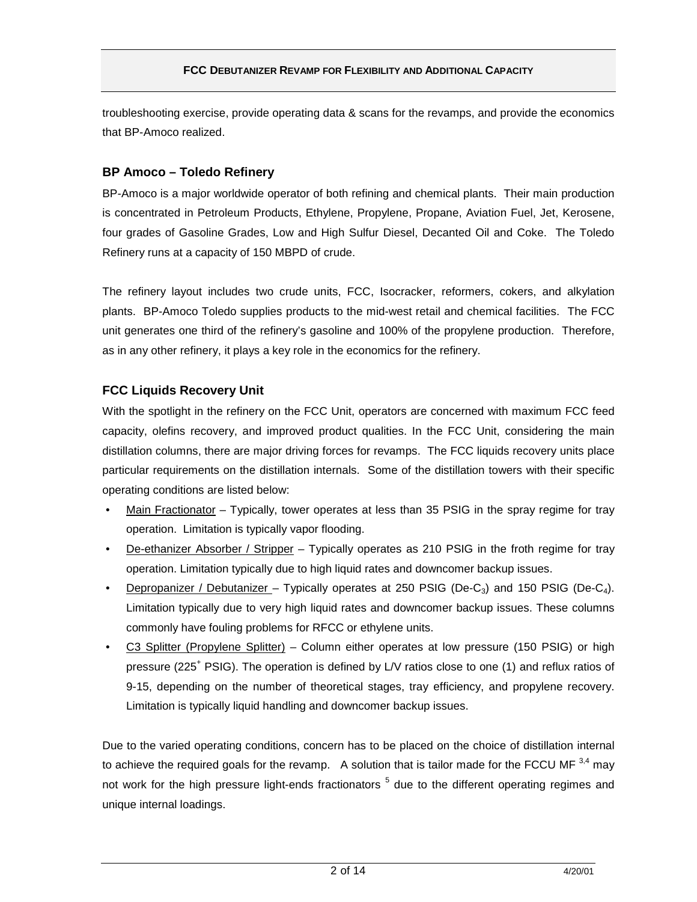troubleshooting exercise, provide operating data & scans for the revamps, and provide the economics that BP-Amoco realized.

## BP Amoco – Toledo Refinery

BP-Amoco is a major worldwide operator of both refining and chemical plants. Their main production is concentrated in Petroleum Products, Ethylene, Propylene, Propane, Aviation Fuel, Jet, Kerosene, four grades of Gasoline Grades, Low and High Sulfur Diesel, Decanted Oil and Coke. The Toledo Refinery runs at a capacity of 150 MBPD of crude.

The refinery layout includes two crude units, FCC, Isocracker, reformers, cokers, and alkylation plants. BP-Amoco Toledo supplies products to the mid-west retail and chemical facilities. The FCC unit generates one third of the refinery's gasoline and 100% of the propylene production. Therefore, as in any other refinery, it plays a key role in the economics for the refinery.

## FCC Liquids Recovery Unit

With the spotlight in the refinery on the FCC Unit, operators are concerned with maximum FCC feed capacity, olefins recovery, and improved product qualities. In the FCC Unit, considering the main distillation columns, there are major driving forces for revamps. The FCC liquids recovery units place particular requirements on the distillation internals. Some of the distillation towers with their specific operating conditions are listed below:

- Main Fractionator – Typically, tower operates at less than 35 PSIG in the spray regime for tray operation. Limitation is typically vapor flooding.
- De-ethanizer Absorber / Stripper – Typically operates as 210 PSIG in the froth regime for tray operation. Limitation typically due to high liquid rates and downcomer backup issues.
- Depropanizer / Debutanizer – Typically operates at 250 PSIG (De-$C_3$) and 150 PSIG (De-$C_4$). Limitation typically due to very high liquid rates and downcomer backup issues. These columns commonly have fouling problems for RFCC or ethylene units.
- C3 Splitter (Propylene Splitter) – Column either operates at low pressure (150 PSIG) or high pressure ($225^+$ PSIG). The operation is defined by L/V ratios close to one (1) and reflux ratios of 9-15, depending on the number of theoretical stages, tray efficiency, and propylene recovery. Limitation is typically liquid handling and downcomer backup issues.

Due to the varied operating conditions, concern has to be placed on the choice of distillation internal to achieve the required goals for the revamp. A solution that is tailor made for the FCCU MF [3,4] may not work for the high pressure light-ends fractionators [5] due to the different operating regimes and unique internal loadings.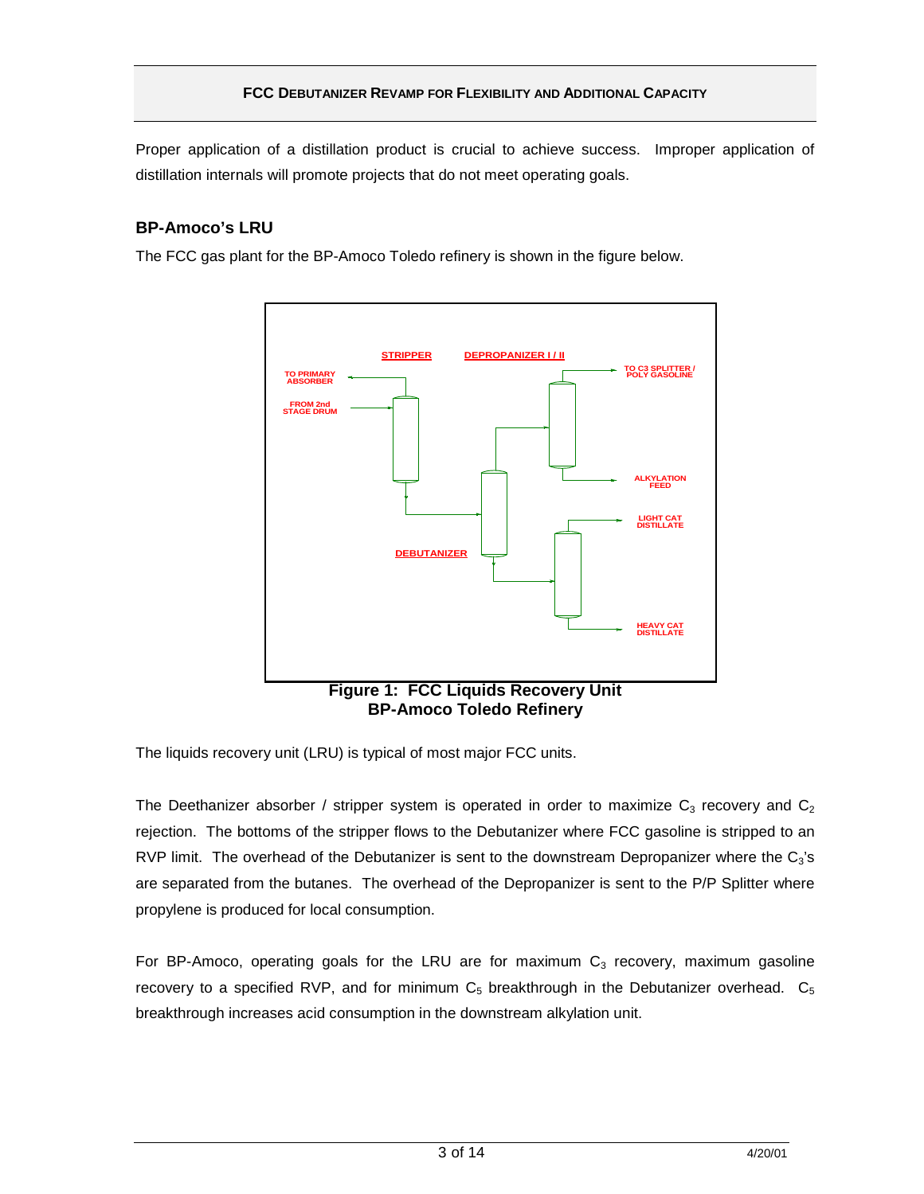Proper application of a distillation product is crucial to achieve success. Improper application of distillation internals will promote projects that do not meet operating goals.

## BP-Amoco's LRU

The FCC gas plant for the BP-Amoco Toledo refinery is shown in the figure below.

**Figure 1: FCC Liquids Recovery Unit**
**BP-Amoco Toledo Refinery**

The liquids recovery unit (LRU) is typical of most major FCC units.

The Deethanizer absorber / stripper system is operated in order to maximize $C_3$ recovery and $C_2$ rejection. The bottoms of the stripper flows to the Debutanizer where FCC gasoline is stripped to an RVP limit. The overhead of the Debutanizer is sent to the downstream Depropanizer where the $C_3$'s are separated from the butanes. The overhead of the Depropanizer is sent to the P/P Splitter where propylene is produced for local consumption.

For BP-Amoco, operating goals for the LRU are for maximum $C_3$ recovery, maximum gasoline recovery to a specified RVP, and for minimum $C_5$ breakthrough in the Debutanizer overhead. $C_5$ breakthrough increases acid consumption in the downstream alkylation unit.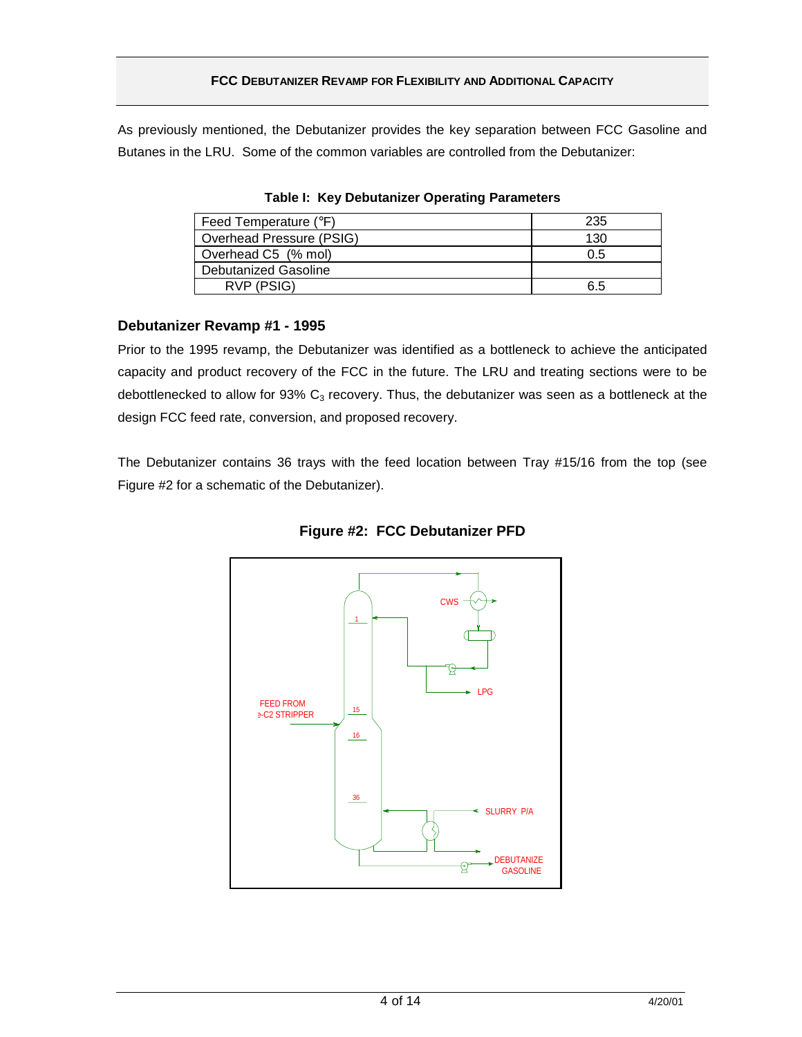As previously mentioned, the Debutanizer provides the key separation between FCC Gasoline and Butanes in the LRU. Some of the common variables are controlled from the Debutanizer:

**Table I: Key Debutanizer Operating Parameters**

| Parameter | Value |
|---|---|
| Feed Temperature (°F) | 235 |
| Overhead Pressure (PSIG) | 130 |
| Overhead C5 (% mol) | 0.5 |
| Debutanized Gasoline | |
| RVP (PSIG) | 6.5 |

### Debutanizer Revamp #1 - 1995

Prior to the 1995 revamp, the Debutanizer was identified as a bottleneck to achieve the anticipated capacity and product recovery of the FCC in the future. The LRU and treating sections were to be debottlenecked to allow for 93% $C_3$ recovery. Thus, the debutanizer was seen as a bottleneck at the design FCC feed rate, conversion, and proposed recovery.

The Debutanizer contains 36 trays with the feed location between Tray #15/16 from the top (see Figure #2 for a schematic of the Debutanizer).

**Figure #2: FCC Debutanizer PFD**

CWS

1

LPG

FEED FROM
e-C2 STRIPPER

15

16

36

SLURRY P/A

DEBUTANIZE
GASOLINE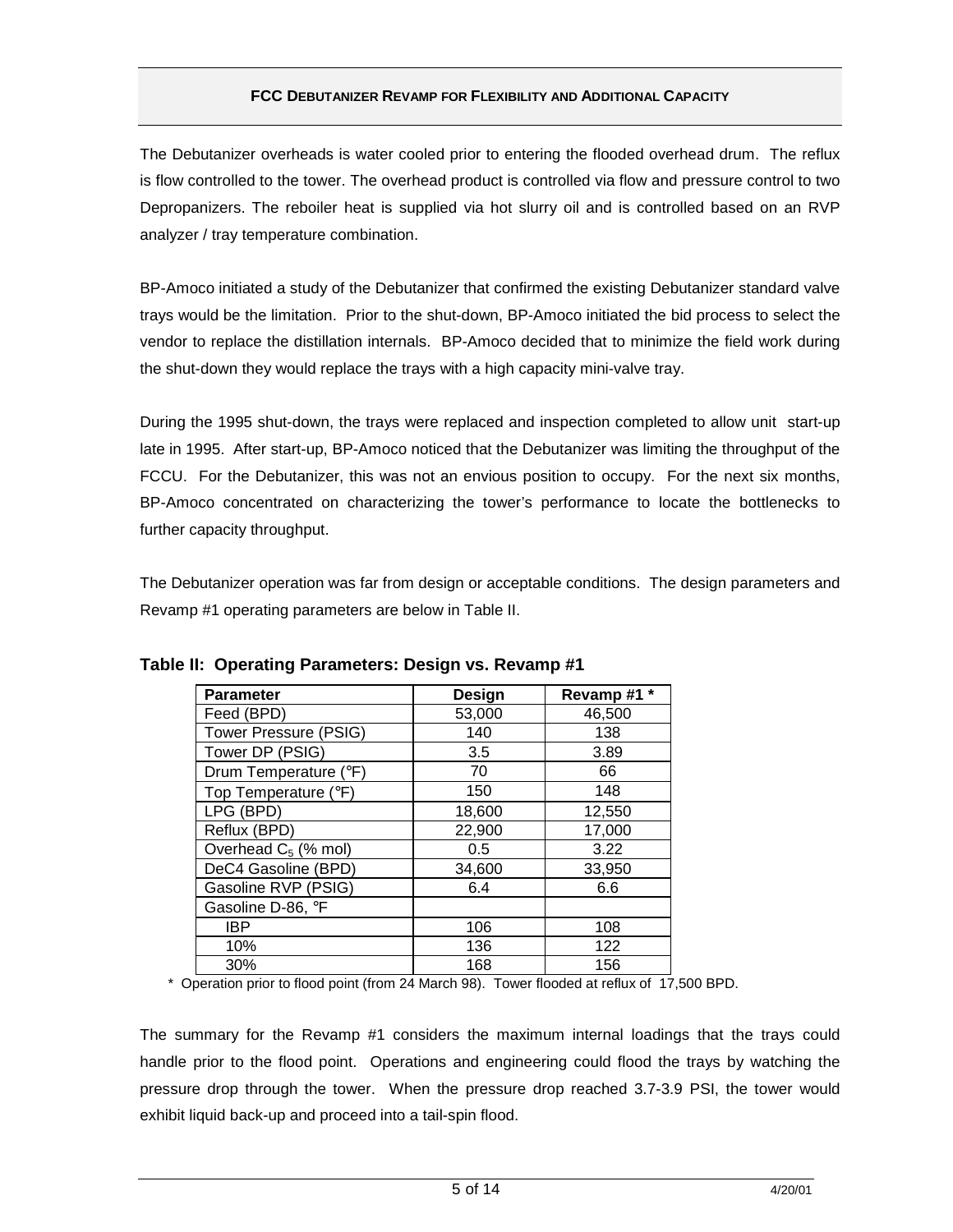The Debutanizer overheads is water cooled prior to entering the flooded overhead drum. The reflux is flow controlled to the tower. The overhead product is controlled via flow and pressure control to two Depropanizers. The reboiler heat is supplied via hot slurry oil and is controlled based on an RVP analyzer / tray temperature combination.

BP-Amoco initiated a study of the Debutanizer that confirmed the existing Debutanizer standard valve trays would be the limitation. Prior to the shut-down, BP-Amoco initiated the bid process to select the vendor to replace the distillation internals. BP-Amoco decided that to minimize the field work during the shut-down they would replace the trays with a high capacity mini-valve tray.

During the 1995 shut-down, the trays were replaced and inspection completed to allow unit start-up late in 1995. After start-up, BP-Amoco noticed that the Debutanizer was limiting the throughput of the FCCU. For the Debutanizer, this was not an envious position to occupy. For the next six months, BP-Amoco concentrated on characterizing the tower's performance to locate the bottlenecks to further capacity throughput.

The Debutanizer operation was far from design or acceptable conditions. The design parameters and Revamp #1 operating parameters are below in Table II.

**Table II: Operating Parameters: Design vs. Revamp #1**

| Parameter | Design | Revamp #1 * |
|---|---|---|
| Feed (BPD) | 53,000 | 46,500 |
| Tower Pressure (PSIG) | 140 | 138 |
| Tower DP (PSIG) | 3.5 | 3.89 |
| Drum Temperature (°F) | 70 | 66 |
| Top Temperature (°F) | 150 | 148 |
| LPG (BPD) | 18,600 | 12,550 |
| Reflux (BPD) | 22,900 | 17,000 |
| Overhead $C_5$ (% mol) | 0.5 | 3.22 |
| DeC4 Gasoline (BPD) | 34,600 | 33,950 |
| Gasoline RVP (PSIG) | 6.4 | 6.6 |
| Gasoline D-86, °F | | |
| IBP | 106 | 108 |
| 10% | 136 | 122 |
| 30% | 168 | 156 |

\* Operation prior to flood point (from 24 March 98). Tower flooded at reflux of 17,500 BPD.

The summary for the Revamp #1 considers the maximum internal loadings that the trays could handle prior to the flood point. Operations and engineering could flood the trays by watching the pressure drop through the tower. When the pressure drop reached 3.7-3.9 PSI, the tower would exhibit liquid back-up and proceed into a tail-spin flood.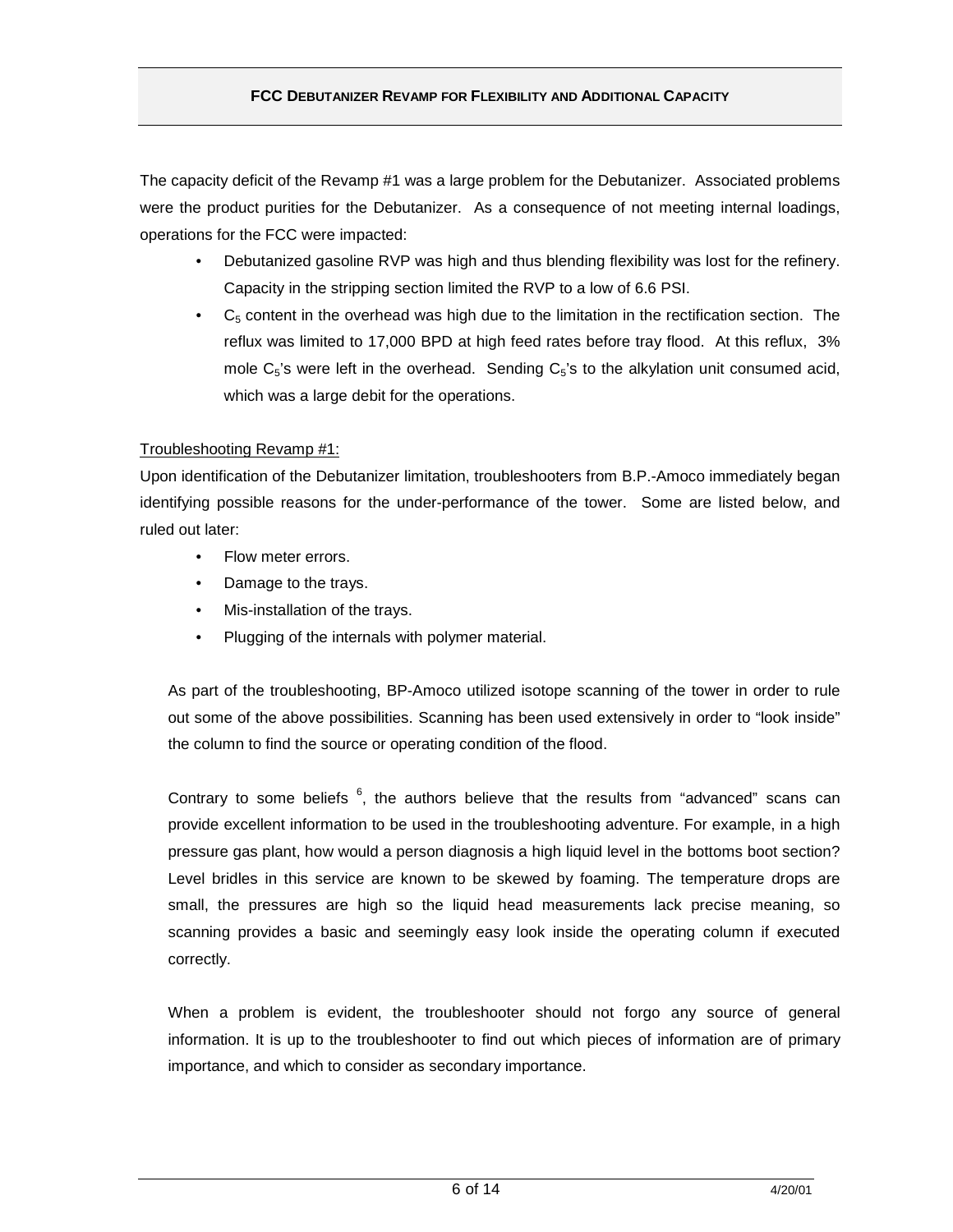The capacity deficit of the Revamp #1 was a large problem for the Debutanizer. Associated problems were the product purities for the Debutanizer. As a consequence of not meeting internal loadings, operations for the FCC were impacted:

- Debutanized gasoline RVP was high and thus blending flexibility was lost for the refinery. Capacity in the stripping section limited the RVP to a low of 6.6 PSI.
- $C_5$ content in the overhead was high due to the limitation in the rectification section. The reflux was limited to 17,000 BPD at high feed rates before tray flood. At this reflux, 3% mole $C_5$'s were left in the overhead. Sending $C_5$'s to the alkylation unit consumed acid, which was a large debit for the operations.

Troubleshooting Revamp #1:

Upon identification of the Debutanizer limitation, troubleshooters from B.P.-Amoco immediately began identifying possible reasons for the under-performance of the tower. Some are listed below, and ruled out later:

- Flow meter errors.
- Damage to the trays.
- Mis-installation of the trays.
- Plugging of the internals with polymer material.

As part of the troubleshooting, BP-Amoco utilized isotope scanning of the tower in order to rule out some of the above possibilities. Scanning has been used extensively in order to "look inside" the column to find the source or operating condition of the flood.

Contrary to some beliefs [6], the authors believe that the results from "advanced" scans can provide excellent information to be used in the troubleshooting adventure. For example, in a high pressure gas plant, how would a person diagnosis a high liquid level in the bottoms boot section? Level bridles in this service are known to be skewed by foaming. The temperature drops are small, the pressures are high so the liquid head measurements lack precise meaning, so scanning provides a basic and seemingly easy look inside the operating column if executed correctly.

When a problem is evident, the troubleshooter should not forgo any source of general information. It is up to the troubleshooter to find out which pieces of information are of primary importance, and which to consider as secondary importance.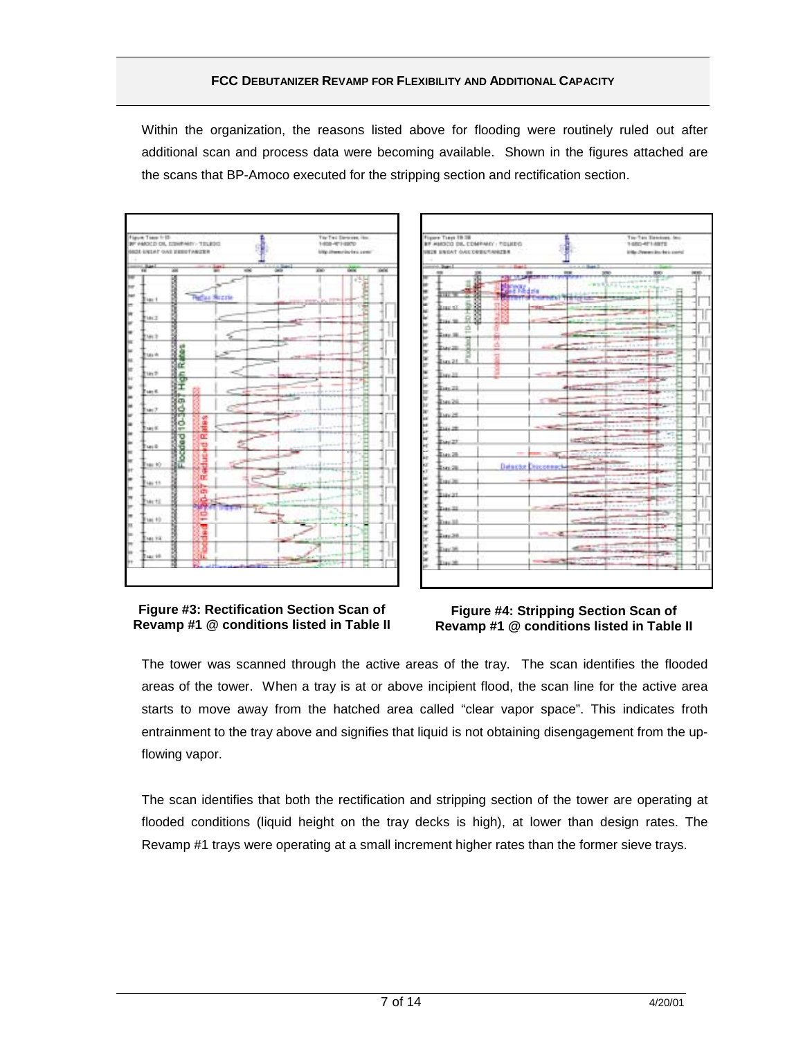Within the organization, the reasons listed above for flooding were routinely ruled out after additional scan and process data were becoming available. Shown in the figures attached are the scans that BP-Amoco executed for the stripping section and rectification section.

**Figure #3: Rectification Section Scan of Revamp #1 @ conditions listed in Table II**

**Figure #4: Stripping Section Scan of Revamp #1 @ conditions listed in Table II**

The tower was scanned through the active areas of the tray. The scan identifies the flooded areas of the tower. When a tray is at or above incipient flood, the scan line for the active area starts to move away from the hatched area called "clear vapor space". This indicates froth entrainment to the tray above and signifies that liquid is not obtaining disengagement from the up-flowing vapor.

The scan identifies that both the rectification and stripping section of the tower are operating at flooded conditions (liquid height on the tray decks is high), at lower than design rates. The Revamp #1 trays were operating at a small increment higher rates than the former sieve trays.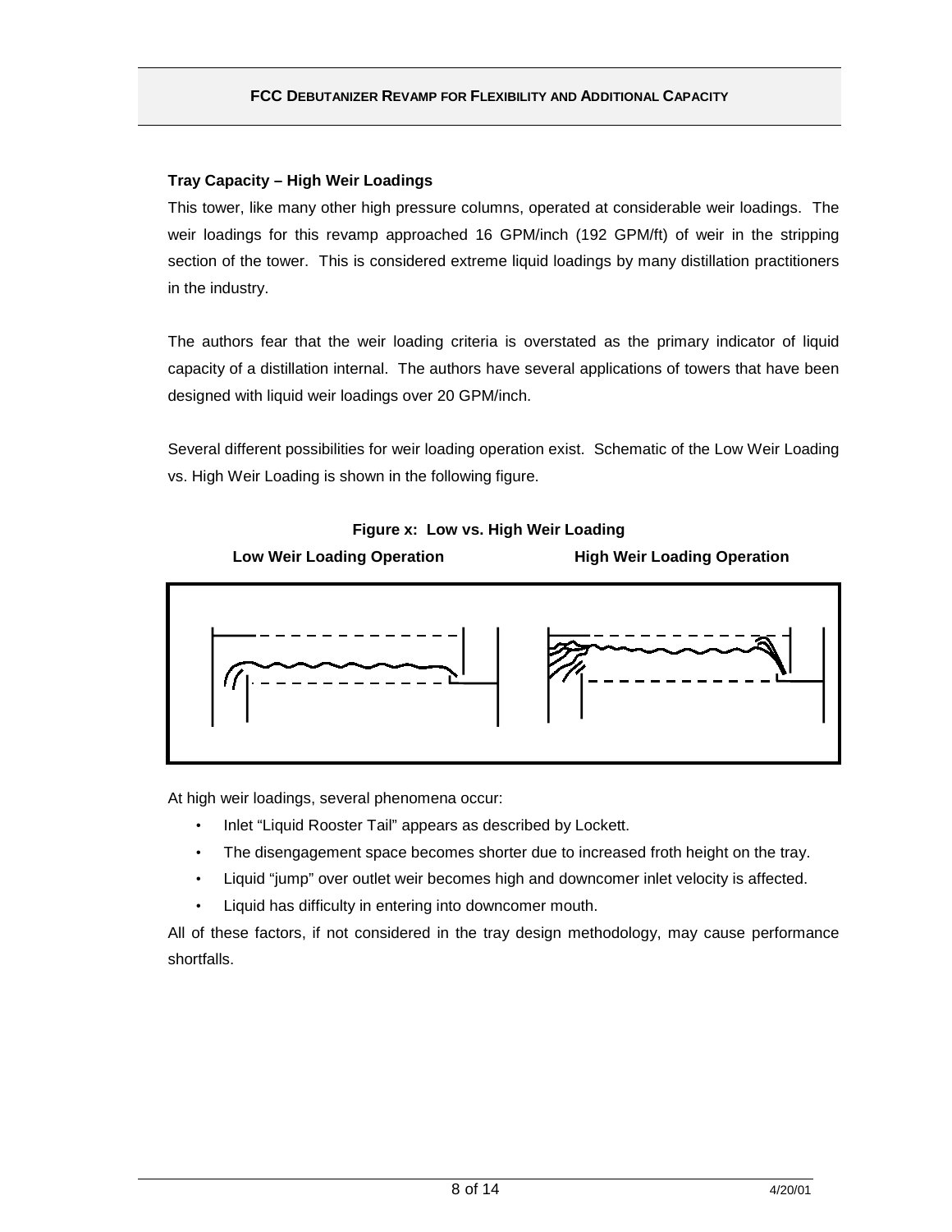### Tray Capacity – High Weir Loadings

This tower, like many other high pressure columns, operated at considerable weir loadings. The weir loadings for this revamp approached 16 GPM/inch (192 GPM/ft) of weir in the stripping section of the tower. This is considered extreme liquid loadings by many distillation practitioners in the industry.

The authors fear that the weir loading criteria is overstated as the primary indicator of liquid capacity of a distillation internal. The authors have several applications of towers that have been designed with liquid weir loadings over 20 GPM/inch.

Several different possibilities for weir loading operation exist. Schematic of the Low Weir Loading vs. High Weir Loading is shown in the following figure.

**Figure x: Low vs. High Weir Loading**

**Low Weir Loading Operation** | **High Weir Loading Operation**

At high weir loadings, several phenomena occur:

- Inlet "Liquid Rooster Tail" appears as described by Lockett.
- The disengagement space becomes shorter due to increased froth height on the tray.
- Liquid "jump" over outlet weir becomes high and downcomer inlet velocity is affected.
- Liquid has difficulty in entering into downcomer mouth.

All of these factors, if not considered in the tray design methodology, may cause performance shortfalls.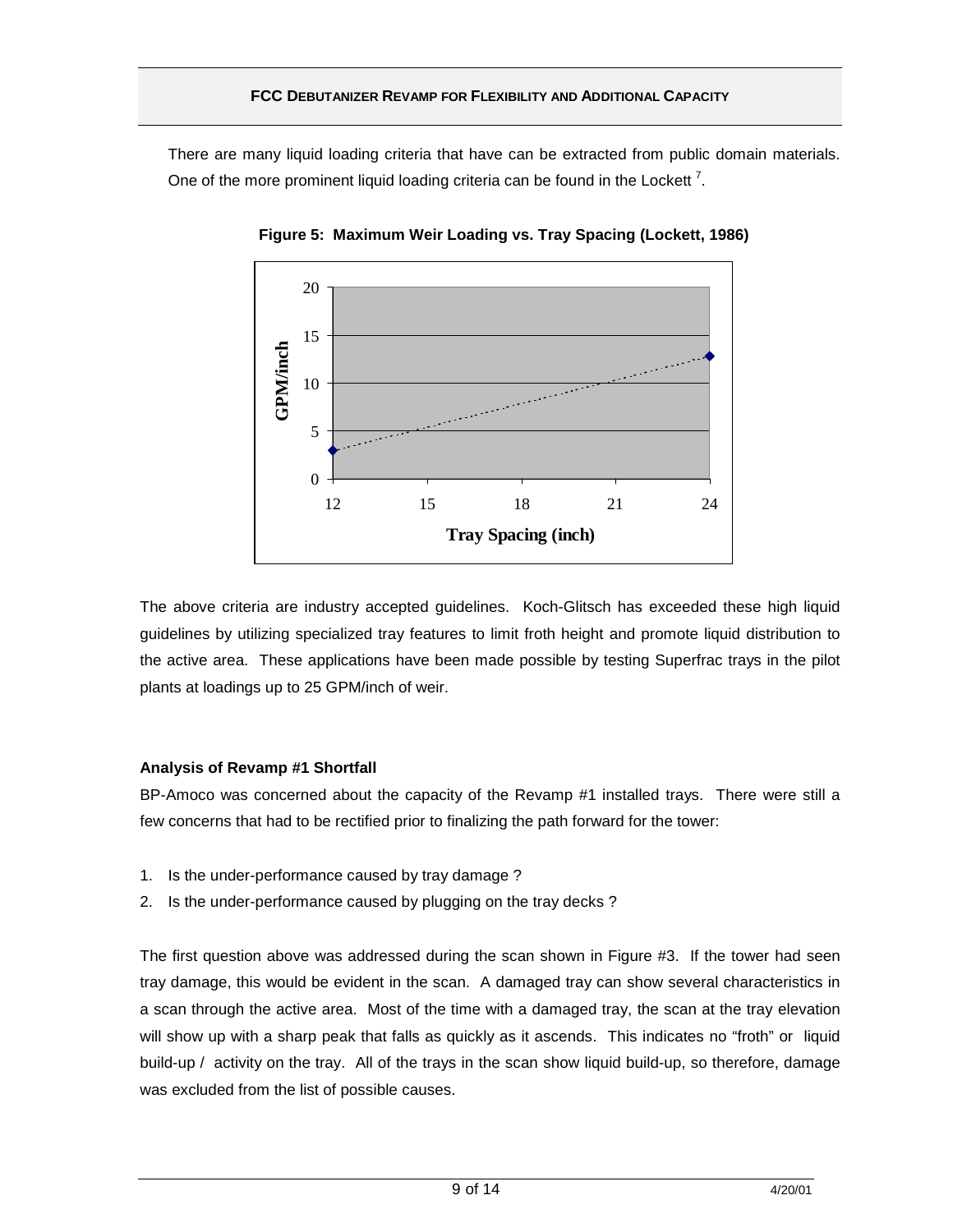There are many liquid loading criteria that have can be extracted from public domain materials. One of the more prominent liquid loading criteria can be found in the Lockett [7].

**Figure 5: Maximum Weir Loading vs. Tray Spacing (Lockett, 1986)**

The above criteria are industry accepted guidelines. Koch-Glitsch has exceeded these high liquid guidelines by utilizing specialized tray features to limit froth height and promote liquid distribution to the active area. These applications have been made possible by testing Superfrac trays in the pilot plants at loadings up to 25 GPM/inch of weir.

**Analysis of Revamp #1 Shortfall**

BP-Amoco was concerned about the capacity of the Revamp #1 installed trays. There were still a few concerns that had to be rectified prior to finalizing the path forward for the tower:

1. Is the under-performance caused by tray damage ?
2. Is the under-performance caused by plugging on the tray decks ?

The first question above was addressed during the scan shown in Figure #3. If the tower had seen tray damage, this would be evident in the scan. A damaged tray can show several characteristics in a scan through the active area. Most of the time with a damaged tray, the scan at the tray elevation will show up with a sharp peak that falls as quickly as it ascends. This indicates no "froth" or liquid build-up / activity on the tray. All of the trays in the scan show liquid build-up, so therefore, damage was excluded from the list of possible causes.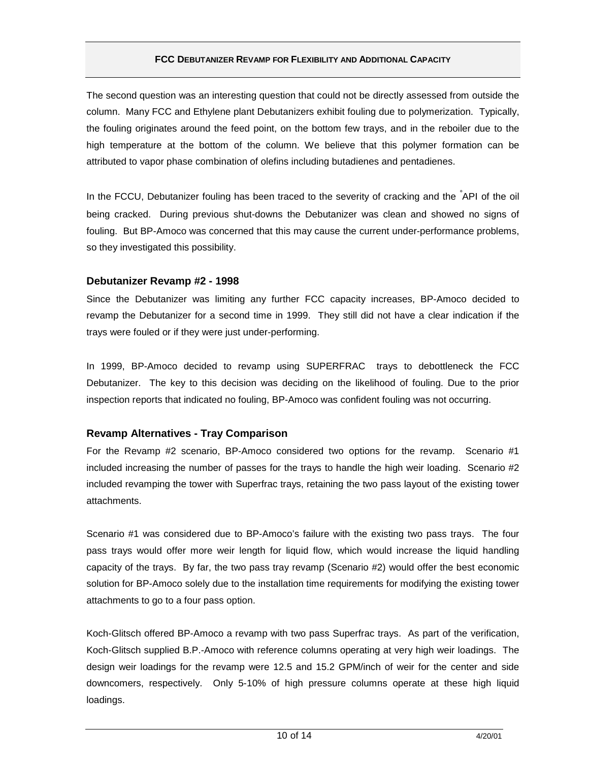The second question was an interesting question that could not be directly assessed from outside the column. Many FCC and Ethylene plant Debutanizers exhibit fouling due to polymerization. Typically, the fouling originates around the feed point, on the bottom few trays, and in the reboiler due to the high temperature at the bottom of the column. We believe that this polymer formation can be attributed to vapor phase combination of olefins including butadienes and pentadienes.

In the FCCU, Debutanizer fouling has been traced to the severity of cracking and the °API of the oil being cracked. During previous shut-downs the Debutanizer was clean and showed no signs of fouling. But BP-Amoco was concerned that this may cause the current under-performance problems, so they investigated this possibility.

### Debutanizer Revamp #2 - 1998

Since the Debutanizer was limiting any further FCC capacity increases, BP-Amoco decided to revamp the Debutanizer for a second time in 1999. They still did not have a clear indication if the trays were fouled or if they were just under-performing.

In 1999, BP-Amoco decided to revamp using SUPERFRAC trays to debottleneck the FCC Debutanizer. The key to this decision was deciding on the likelihood of fouling. Due to the prior inspection reports that indicated no fouling, BP-Amoco was confident fouling was not occurring.

### Revamp Alternatives - Tray Comparison

For the Revamp #2 scenario, BP-Amoco considered two options for the revamp. Scenario #1 included increasing the number of passes for the trays to handle the high weir loading. Scenario #2 included revamping the tower with Superfrac trays, retaining the two pass layout of the existing tower attachments.

Scenario #1 was considered due to BP-Amoco's failure with the existing two pass trays. The four pass trays would offer more weir length for liquid flow, which would increase the liquid handling capacity of the trays. By far, the two pass tray revamp (Scenario #2) would offer the best economic solution for BP-Amoco solely due to the installation time requirements for modifying the existing tower attachments to go to a four pass option.

Koch-Glitsch offered BP-Amoco a revamp with two pass Superfrac trays. As part of the verification, Koch-Glitsch supplied B.P.-Amoco with reference columns operating at very high weir loadings. The design weir loadings for the revamp were 12.5 and 15.2 GPM/inch of weir for the center and side downcomers, respectively. Only 5-10% of high pressure columns operate at these high liquid loadings.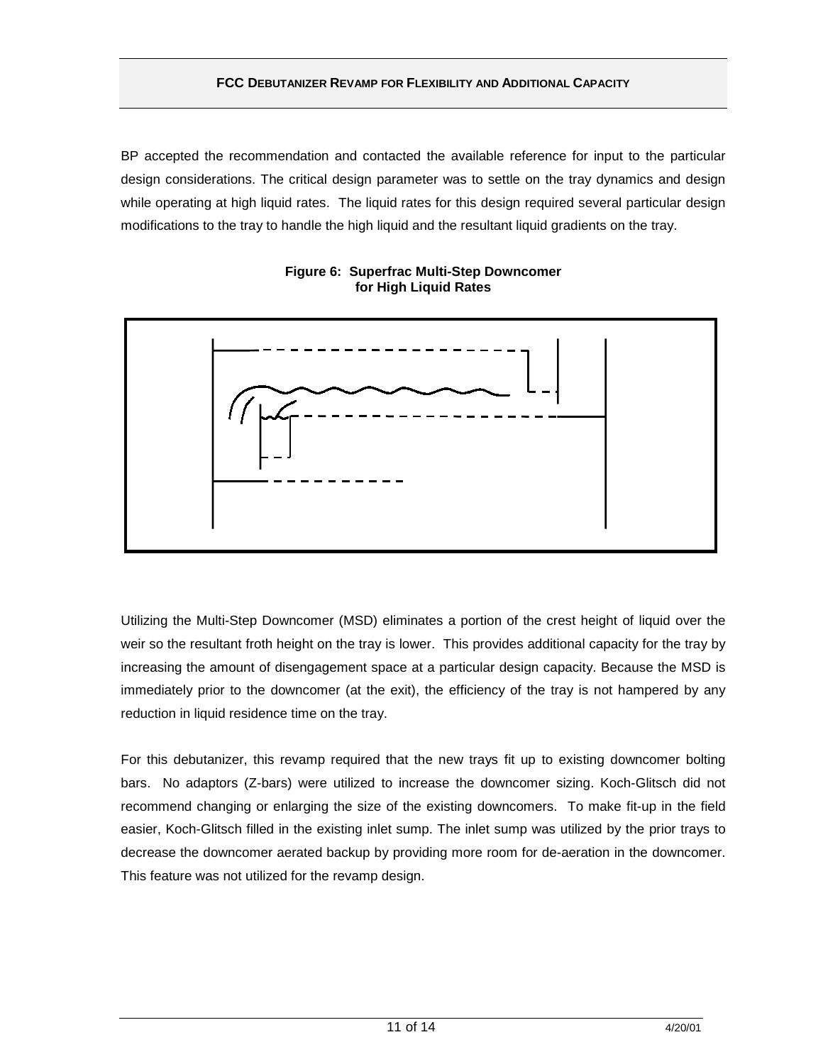BP accepted the recommendation and contacted the available reference for input to the particular design considerations. The critical design parameter was to settle on the tray dynamics and design while operating at high liquid rates. The liquid rates for this design required several particular design modifications to the tray to handle the high liquid and the resultant liquid gradients on the tray.

**Figure 6: Superfrac Multi-Step Downcomer for High Liquid Rates**

Utilizing the Multi-Step Downcomer (MSD) eliminates a portion of the crest height of liquid over the weir so the resultant froth height on the tray is lower. This provides additional capacity for the tray by increasing the amount of disengagement space at a particular design capacity. Because the MSD is immediately prior to the downcomer (at the exit), the efficiency of the tray is not hampered by any reduction in liquid residence time on the tray.

For this debutanizer, this revamp required that the new trays fit up to existing downcomer bolting bars. No adaptors (Z-bars) were utilized to increase the downcomer sizing. Koch-Glitsch did not recommend changing or enlarging the size of the existing downcomers. To make fit-up in the field easier, Koch-Glitsch filled in the existing inlet sump. The inlet sump was utilized by the prior trays to decrease the downcomer aerated backup by providing more room for de-aeration in the downcomer. This feature was not utilized for the revamp design.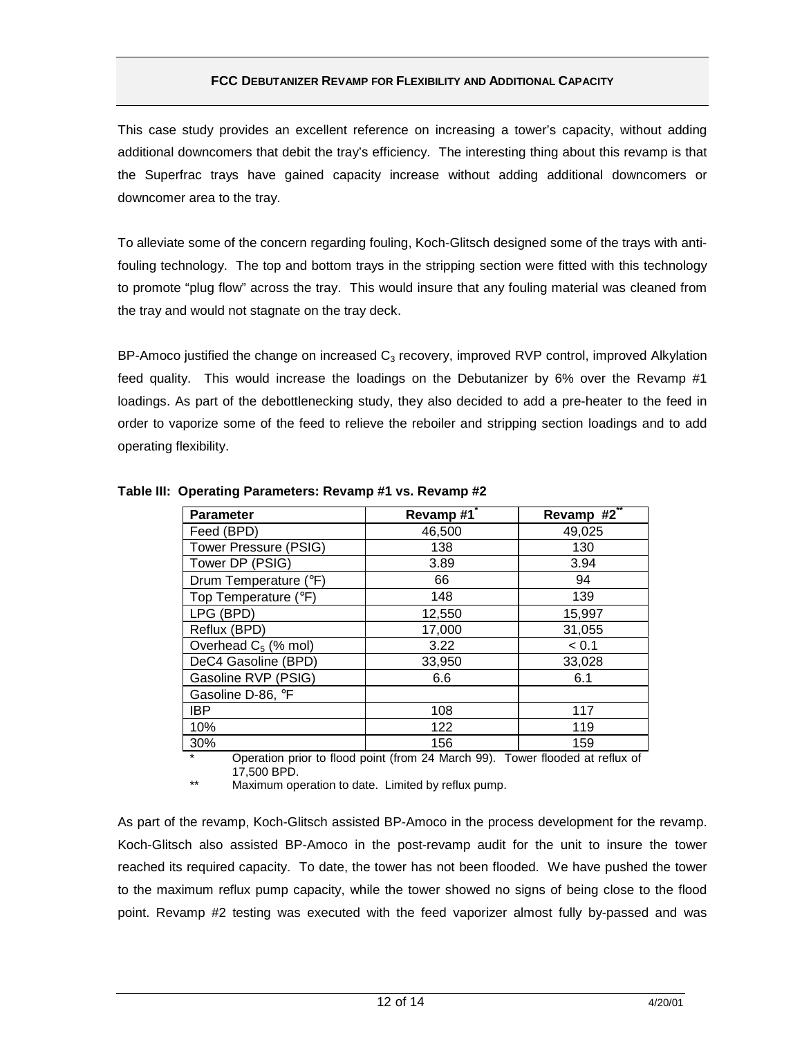## FCC DEBUTANIZER REVAMP FOR FLEXIBILITY AND ADDITIONAL CAPACITY

This case study provides an excellent reference on increasing a tower's capacity, without adding additional downcomers that debit the tray's efficiency. The interesting thing about this revamp is that the Superfrac trays have gained capacity increase without adding additional downcomers or downcomer area to the tray.

To alleviate some of the concern regarding fouling, Koch-Glitsch designed some of the trays with anti-fouling technology. The top and bottom trays in the stripping section were fitted with this technology to promote "plug flow" across the tray. This would insure that any fouling material was cleaned from the tray and would not stagnate on the tray deck.

BP-Amoco justified the change on increased $C_3$ recovery, improved RVP control, improved Alkylation feed quality. This would increase the loadings on the Debutanizer by 6% over the Revamp #1 loadings. As part of the debottlenecking study, they also decided to add a pre-heater to the feed in order to vaporize some of the feed to relieve the reboiler and stripping section loadings and to add operating flexibility.

**Table III: Operating Parameters: Revamp #1 vs. Revamp #2**

| Parameter | Revamp #1* | Revamp #2** |
|---|---|---|
| Feed (BPD) | 46,500 | 49,025 |
| Tower Pressure (PSIG) | 138 | 130 |
| Tower DP (PSIG) | 3.89 | 3.94 |
| Drum Temperature (°F) | 66 | 94 |
| Top Temperature (°F) | 148 | 139 |
| LPG (BPD) | 12,550 | 15,997 |
| Reflux (BPD) | 17,000 | 31,055 |
| Overhead $C_5$ (% mol) | 3.22 | < 0.1 |
| DeC4 Gasoline (BPD) | 33,950 | 33,028 |
| Gasoline RVP (PSIG) | 6.6 | 6.1 |
| Gasoline D-86, °F | | |
| IBP | 108 | 117 |
| 10% | 122 | 119 |
| 30% | 156 | 159 |

\* Operation prior to flood point (from 24 March 99). Tower flooded at reflux of 17,500 BPD.

\*\* Maximum operation to date. Limited by reflux pump.

As part of the revamp, Koch-Glitsch assisted BP-Amoco in the process development for the revamp. Koch-Glitsch also assisted BP-Amoco in the post-revamp audit for the unit to insure the tower reached its required capacity. To date, the tower has not been flooded. We have pushed the tower to the maximum reflux pump capacity, while the tower showed no signs of being close to the flood point. Revamp #2 testing was executed with the feed vaporizer almost fully by-passed and was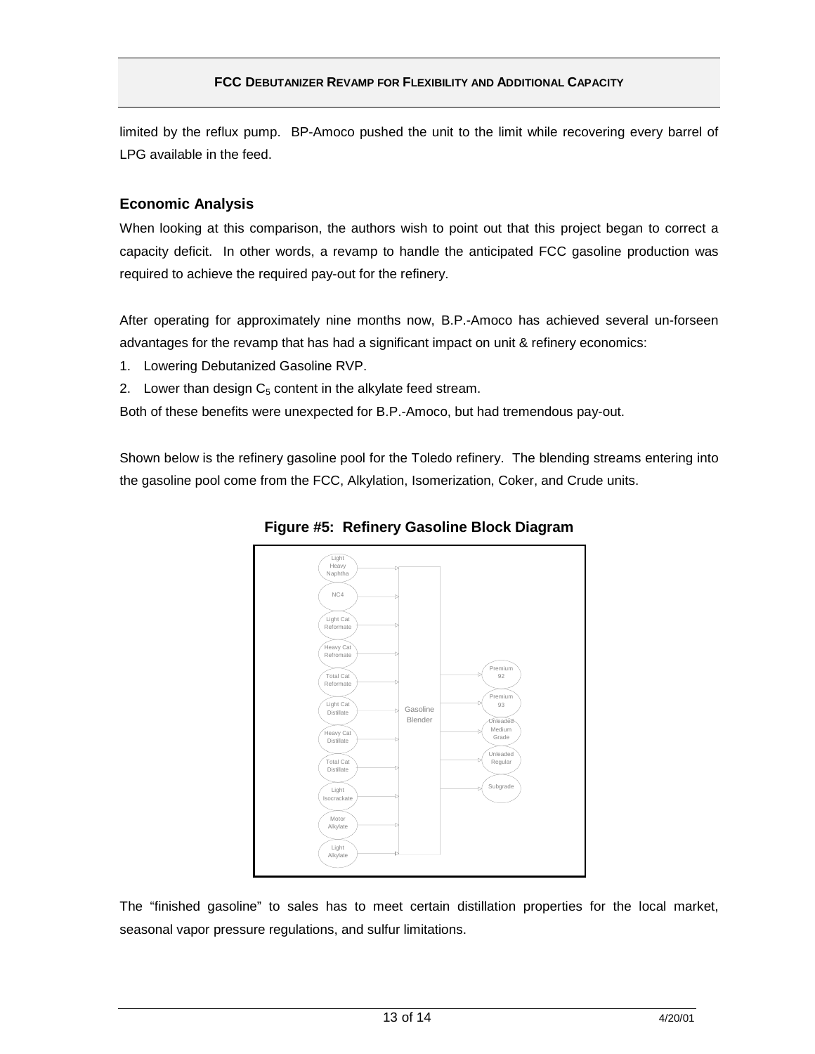limited by the reflux pump. BP-Amoco pushed the unit to the limit while recovering every barrel of LPG available in the feed.

## Economic Analysis

When looking at this comparison, the authors wish to point out that this project began to correct a capacity deficit. In other words, a revamp to handle the anticipated FCC gasoline production was required to achieve the required pay-out for the refinery.

After operating for approximately nine months now, B.P.-Amoco has achieved several un-forseen advantages for the revamp that has had a significant impact on unit & refinery economics:

1. Lowering Debutanized Gasoline RVP.
2. Lower than design $C_5$ content in the alkylate feed stream.

Both of these benefits were unexpected for B.P.-Amoco, but had tremendous pay-out.

Shown below is the refinery gasoline pool for the Toledo refinery. The blending streams entering into the gasoline pool come from the FCC, Alkylation, Isomerization, Coker, and Crude units.

**Figure #5: Refinery Gasoline Block Diagram**

Light Heavy Naphtha, NC4, Light Cat Reformate, Heavy Cat Refromate, Total Cat Reformate, Light Cat Distillate, Heavy Cat Distillate, Total Cat Distillate, Light Isocrackate, Motor Alkylate, Light Alkylate → Gasoline Blender → Premium 92, Premium 93, Unleaded Medium Grade, Unleaded Regular, Subgrade

The "finished gasoline" to sales has to meet certain distillation properties for the local market, seasonal vapor pressure regulations, and sulfur limitations.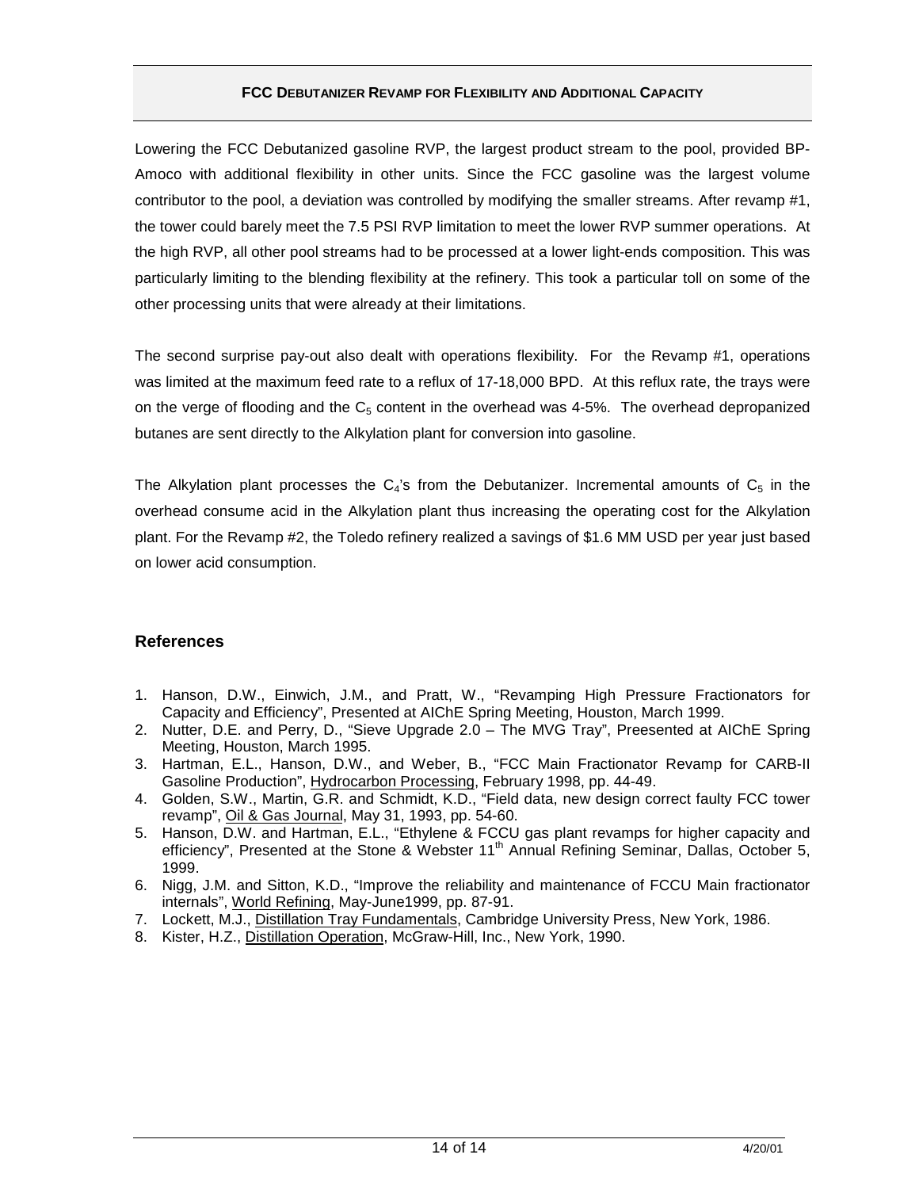Lowering the FCC Debutanized gasoline RVP, the largest product stream to the pool, provided BP-Amoco with additional flexibility in other units. Since the FCC gasoline was the largest volume contributor to the pool, a deviation was controlled by modifying the smaller streams. After revamp #1, the tower could barely meet the 7.5 PSI RVP limitation to meet the lower RVP summer operations. At the high RVP, all other pool streams had to be processed at a lower light-ends composition. This was particularly limiting to the blending flexibility at the refinery. This took a particular toll on some of the other processing units that were already at their limitations.

The second surprise pay-out also dealt with operations flexibility. For the Revamp #1, operations was limited at the maximum feed rate to a reflux of 17-18,000 BPD. At this reflux rate, the trays were on the verge of flooding and the $C_5$ content in the overhead was 4-5%. The overhead depropanized butanes are sent directly to the Alkylation plant for conversion into gasoline.

The Alkylation plant processes the $C_4$'s from the Debutanizer. Incremental amounts of $C_5$ in the overhead consume acid in the Alkylation plant thus increasing the operating cost for the Alkylation plant. For the Revamp #2, the Toledo refinery realized a savings of $1.6 MM USD per year just based on lower acid consumption.

## References

1. Hanson, D.W., Einwich, J.M., and Pratt, W., "Revamping High Pressure Fractionators for Capacity and Efficiency", Presented at AIChE Spring Meeting, Houston, March 1999.
2. Nutter, D.E. and Perry, D., "Sieve Upgrade 2.0 – The MVG Tray", Preesented at AIChE Spring Meeting, Houston, March 1995.
3. Hartman, E.L., Hanson, D.W., and Weber, B., "FCC Main Fractionator Revamp for CARB-II Gasoline Production", Hydrocarbon Processing, February 1998, pp. 44-49.
4. Golden, S.W., Martin, G.R. and Schmidt, K.D., "Field data, new design correct faulty FCC tower revamp", Oil & Gas Journal, May 31, 1993, pp. 54-60.
5. Hanson, D.W. and Hartman, E.L., "Ethylene & FCCU gas plant revamps for higher capacity and efficiency", Presented at the Stone & Webster 11th Annual Refining Seminar, Dallas, October 5, 1999.
6. Nigg, J.M. and Sitton, K.D., "Improve the reliability and maintenance of FCCU Main fractionator internals", World Refining, May-June1999, pp. 87-91.
7. Lockett, M.J., Distillation Tray Fundamentals, Cambridge University Press, New York, 1986.
8. Kister, H.Z., Distillation Operation, McGraw-Hill, Inc., New York, 1990.